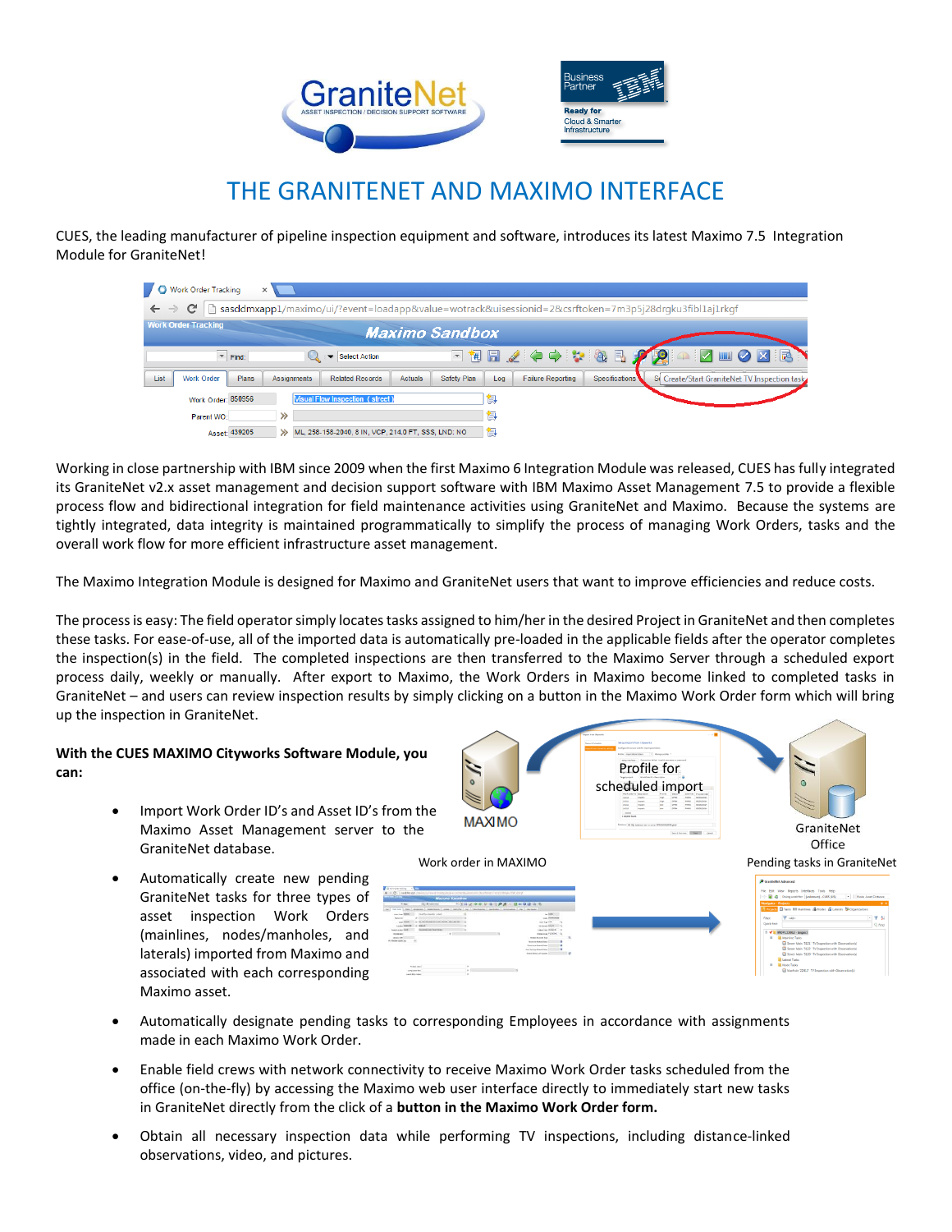# THE GRANITENET AND MAXIMO INTERFACE

CUES, the leading manufacturer of pipeline inspection equipment and software, introduces its latest Maximo 7.5 Integration Module for GraniteNet!

Working in close partnership with IBM since 2009 when the first Maximo 6 Integration Module was released, CUES has fully integrated its GraniteNet v2.x asset management and decision support software with IBM Maximo Asset Management 7.5 to provide a flexible process flow and bidirectional integration for field maintenance activities using GraniteNet and Maximo. Because the systems are tightly integrated, data integrity is maintained programmatically to simplify the process of managing Work Orders, tasks and the overall work flow for more efficient infrastructure asset management.

The Maximo Integration Module is designed for Maximo and GraniteNet users that want to improve efficiencies and reduce costs.

The process is easy: The field operator simply locates tasks assigned to him/her in the desired Project in GraniteNet and then completes these tasks. For ease-of-use, all of the imported data is automatically pre-loaded in the applicable fields after the operator completes the inspection(s) in the field. The completed inspections are then transferred to the Maximo Server through a scheduled export process daily, weekly or manually. After export to Maximo, the Work Orders in Maximo become linked to completed tasks in GraniteNet – and users can review inspection results by simply clicking on a button in the Maximo Work Order form which will bring up the inspection in GraniteNet.

**With the CUES MAXIMO Cityworks Software Module, you can:**

- Import Work Order ID's and Asset ID's from the Maximo Asset Management server to the GraniteNet database.
- Automatically create new pending GraniteNet tasks for three types of asset inspection Work Orders (mainlines, nodes/manholes, and laterals) imported from Maximo and associated with each corresponding Maximo asset.
- Automatically designate pending tasks to corresponding Employees in accordance with assignments made in each Maximo Work Order.
- Enable field crews with network connectivity to receive Maximo Work Order tasks scheduled from the office (on-the-fly) by accessing the Maximo web user interface directly to immediately start new tasks in GraniteNet directly from the click of a **button in the Maximo Work Order form.**
- Obtain all necessary inspection data while performing TV inspections, including distance-linked observations, video, and pictures.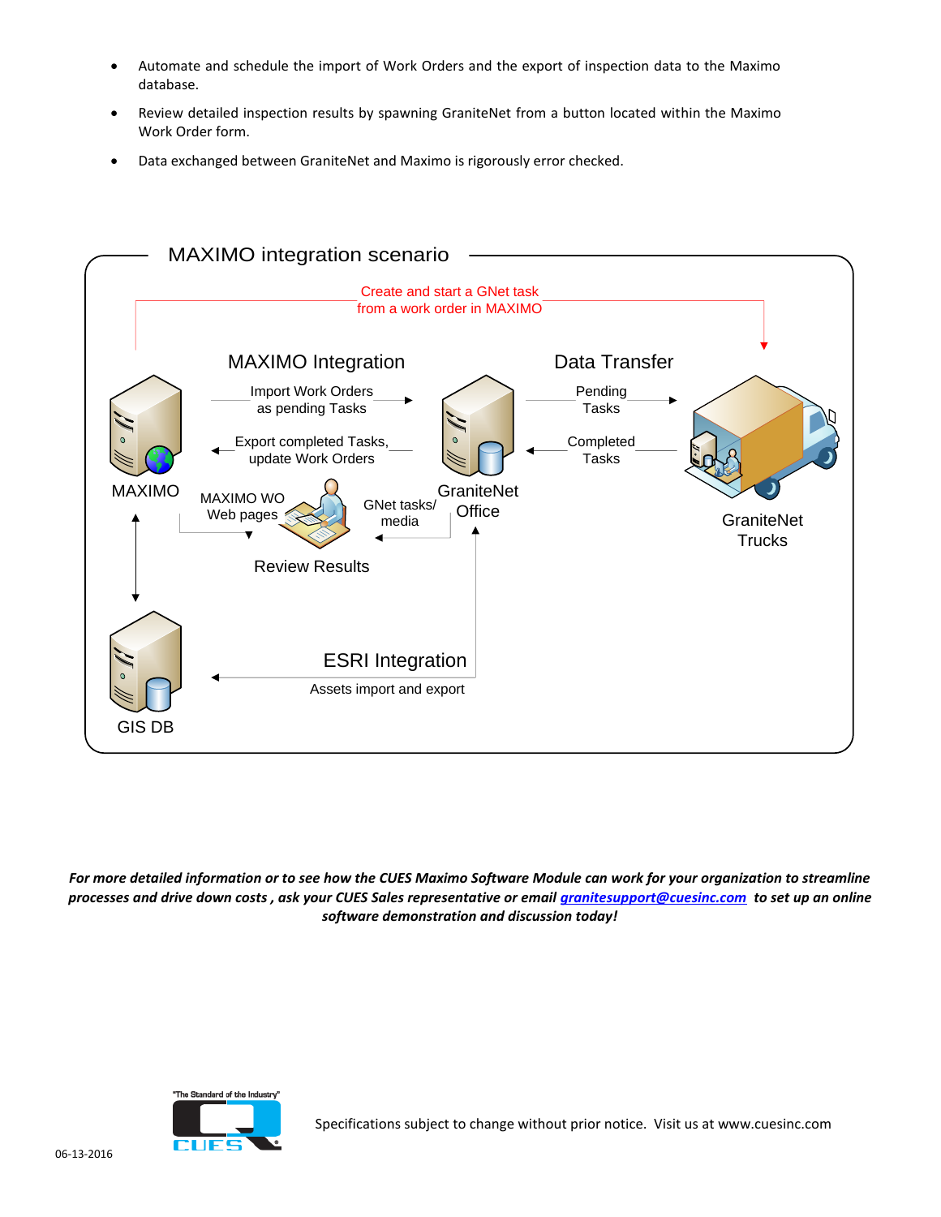- Automate and schedule the import of Work Orders and the export of inspection data to the Maximo database.
- Review detailed inspection results by spawning GraniteNet from a button located within the Maximo Work Order form.
- Data exchanged between GraniteNet and Maximo is rigorously error checked.

MAXIMO integration scenario

Create and start a GNet task from a work order in MAXIMO

MAXIMO Integration

Import Work Orders as pending Tasks

Export completed Tasks, update Work Orders

Data Transfer

Pending Tasks

Completed Tasks

MAXIMO

GraniteNet Office

GraniteNet Trucks

MAXIMO WO Web pages

GNet tasks/ media

Review Results

ESRI Integration

Assets import and export

GIS DB

***For more detailed information or to see how the CUES Maximo Software Module can work for your organization to streamline processes and drive down costs , ask your CUES Sales representative or email granitesupport@cuesinc.com to set up an online software demonstration and discussion today!***

"The Standard of the Industry" CUES

Specifications subject to change without prior notice. Visit us at www.cuesinc.com

06-13-2016